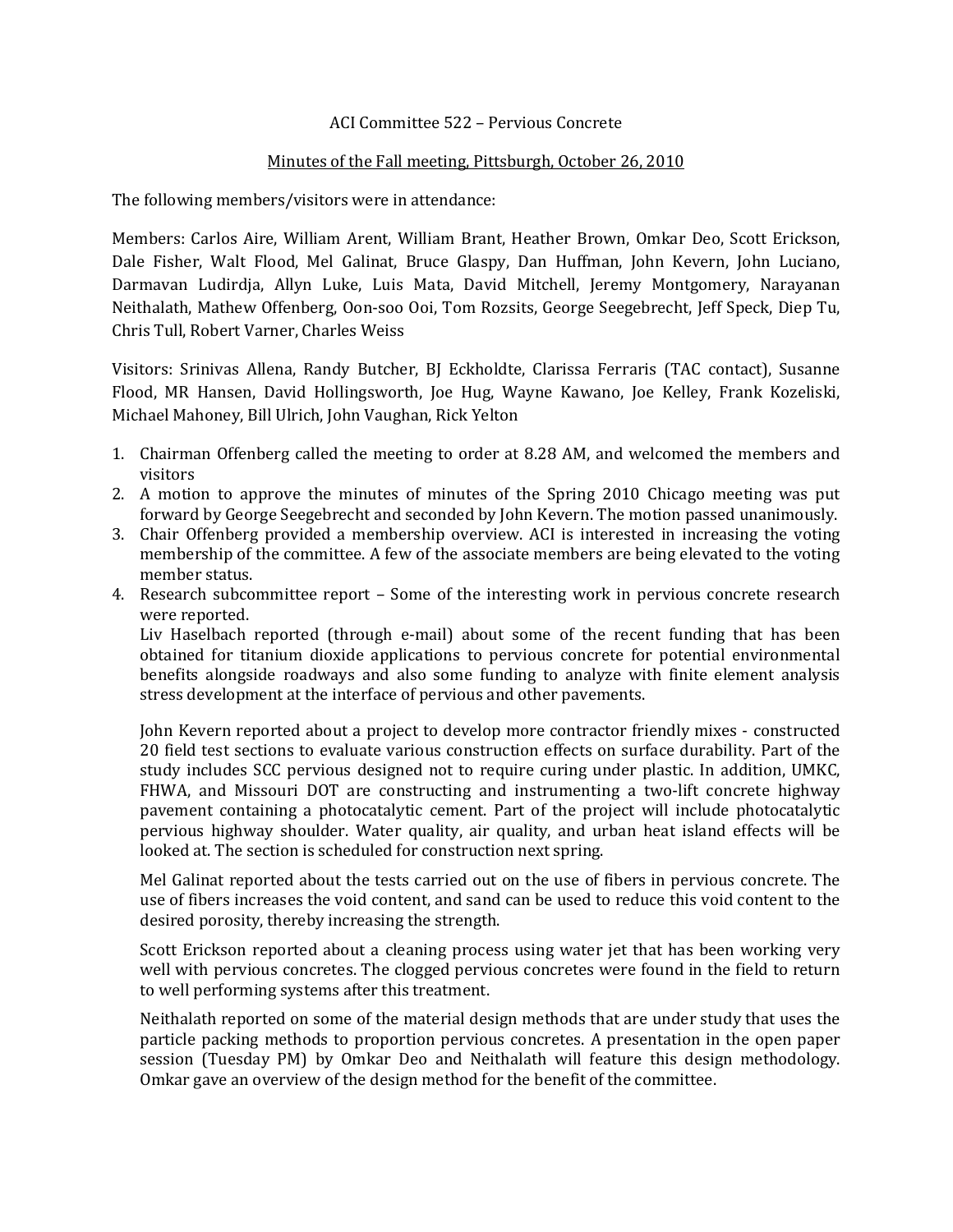ACI Committee 522 – Pervious Concrete

Minutes of the Fall meeting, Pittsburgh, October 26, 2010

The following members/visitors were in attendance:

Members: Carlos Aire, William Arent, William Brant, Heather Brown, Omkar Deo, Scott Erickson, Dale Fisher, Walt Flood, Mel Galinat, Bruce Glaspy, Dan Huffman, John Kevern, John Luciano, Darmavan Ludirdja, Allyn Luke, Luis Mata, David Mitchell, Jeremy Montgomery, Narayanan Neithalath, Mathew Offenberg, Oon-soo Ooi, Tom Rozsits, George Seegebrecht, Jeff Speck, Diep Tu, Chris Tull, Robert Varner, Charles Weiss

Visitors: Srinivas Allena, Randy Butcher, BJ Eckholdte, Clarissa Ferraris (TAC contact), Susanne Flood, MR Hansen, David Hollingsworth, Joe Hug, Wayne Kawano, Joe Kelley, Frank Kozeliski, Michael Mahoney, Bill Ulrich, John Vaughan, Rick Yelton

1. Chairman Offenberg called the meeting to order at 8.28 AM, and welcomed the members and visitors
2. A motion to approve the minutes of minutes of the Spring 2010 Chicago meeting was put forward by George Seegebrecht and seconded by John Kevern. The motion passed unanimously.
3. Chair Offenberg provided a membership overview. ACI is interested in increasing the voting membership of the committee. A few of the associate members are being elevated to the voting member status.
4. Research subcommittee report – Some of the interesting work in pervious concrete research were reported.

   Liv Haselbach reported (through e-mail) about some of the recent funding that has been obtained for titanium dioxide applications to pervious concrete for potential environmental benefits alongside roadways and also some funding to analyze with finite element analysis stress development at the interface of pervious and other pavements.

   John Kevern reported about a project to develop more contractor friendly mixes - constructed 20 field test sections to evaluate various construction effects on surface durability. Part of the study includes SCC pervious designed not to require curing under plastic. In addition, UMKC, FHWA, and Missouri DOT are constructing and instrumenting a two-lift concrete highway pavement containing a photocatalytic cement. Part of the project will include photocatalytic pervious highway shoulder. Water quality, air quality, and urban heat island effects will be looked at. The section is scheduled for construction next spring.

   Mel Galinat reported about the tests carried out on the use of fibers in pervious concrete. The use of fibers increases the void content, and sand can be used to reduce this void content to the desired porosity, thereby increasing the strength.

   Scott Erickson reported about a cleaning process using water jet that has been working very well with pervious concretes. The clogged pervious concretes were found in the field to return to well performing systems after this treatment.

   Neithalath reported on some of the material design methods that are under study that uses the particle packing methods to proportion pervious concretes. A presentation in the open paper session (Tuesday PM) by Omkar Deo and Neithalath will feature this design methodology. Omkar gave an overview of the design method for the benefit of the committee.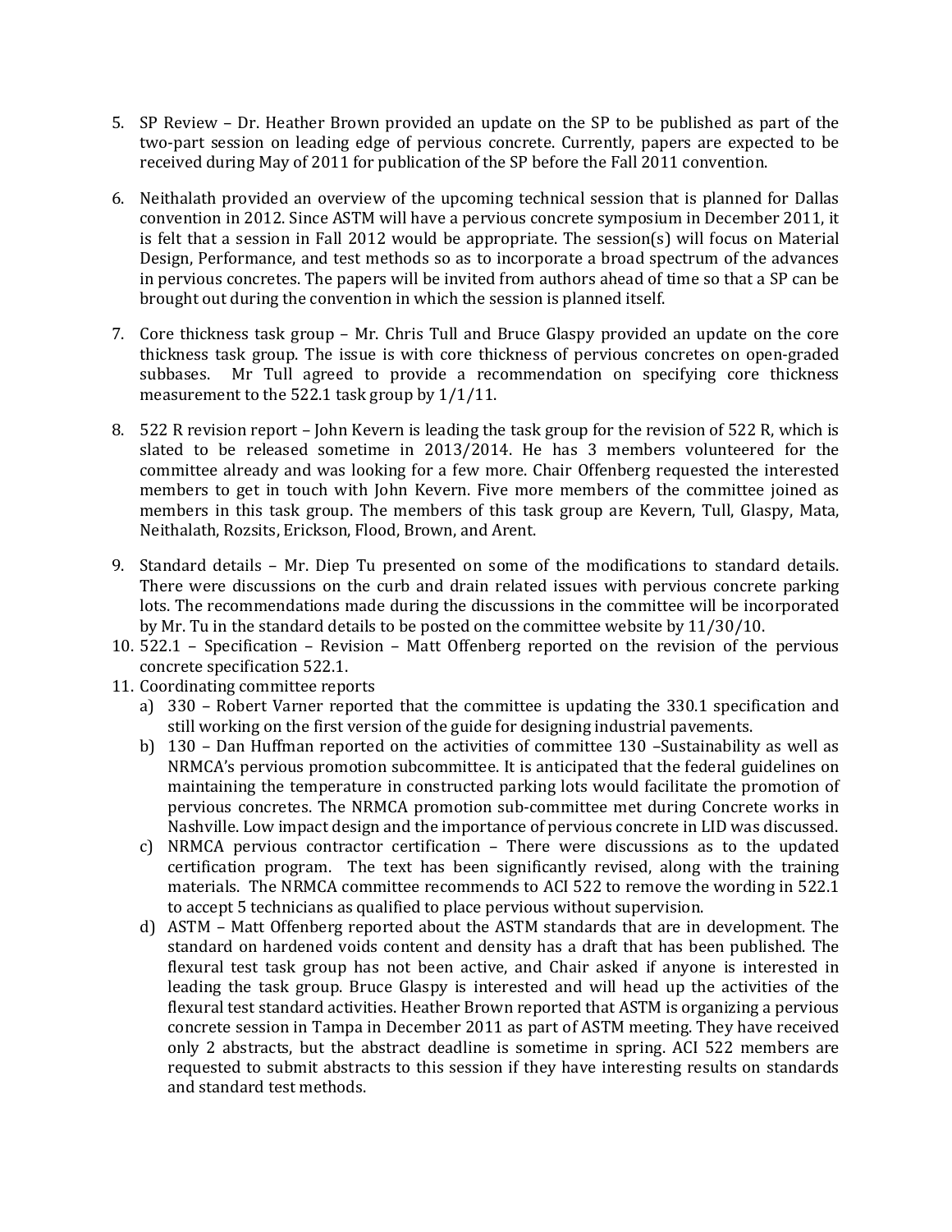5. SP Review – Dr. Heather Brown provided an update on the SP to be published as part of the two-part session on leading edge of pervious concrete. Currently, papers are expected to be received during May of 2011 for publication of the SP before the Fall 2011 convention.

6. Neithalath provided an overview of the upcoming technical session that is planned for Dallas convention in 2012. Since ASTM will have a pervious concrete symposium in December 2011, it is felt that a session in Fall 2012 would be appropriate. The session(s) will focus on Material Design, Performance, and test methods so as to incorporate a broad spectrum of the advances in pervious concretes. The papers will be invited from authors ahead of time so that a SP can be brought out during the convention in which the session is planned itself.

7. Core thickness task group – Mr. Chris Tull and Bruce Glaspy provided an update on the core thickness task group. The issue is with core thickness of pervious concretes on open-graded subbases. Mr Tull agreed to provide a recommendation on specifying core thickness measurement to the 522.1 task group by 1/1/11.

8. 522 R revision report – John Kevern is leading the task group for the revision of 522 R, which is slated to be released sometime in 2013/2014. He has 3 members volunteered for the committee already and was looking for a few more. Chair Offenberg requested the interested members to get in touch with John Kevern. Five more members of the committee joined as members in this task group. The members of this task group are Kevern, Tull, Glaspy, Mata, Neithalath, Rozsits, Erickson, Flood, Brown, and Arent.

9. Standard details – Mr. Diep Tu presented on some of the modifications to standard details. There were discussions on the curb and drain related issues with pervious concrete parking lots. The recommendations made during the discussions in the committee will be incorporated by Mr. Tu in the standard details to be posted on the committee website by 11/30/10.

10. 522.1 – Specification – Revision – Matt Offenberg reported on the revision of the pervious concrete specification 522.1.

11. Coordinating committee reports
    a) 330 – Robert Varner reported that the committee is updating the 330.1 specification and still working on the first version of the guide for designing industrial pavements.
    b) 130 – Dan Huffman reported on the activities of committee 130 –Sustainability as well as NRMCA's pervious promotion subcommittee. It is anticipated that the federal guidelines on maintaining the temperature in constructed parking lots would facilitate the promotion of pervious concretes. The NRMCA promotion sub-committee met during Concrete works in Nashville. Low impact design and the importance of pervious concrete in LID was discussed.
    c) NRMCA pervious contractor certification – There were discussions as to the updated certification program. The text has been significantly revised, along with the training materials. The NRMCA committee recommends to ACI 522 to remove the wording in 522.1 to accept 5 technicians as qualified to place pervious without supervision.
    d) ASTM – Matt Offenberg reported about the ASTM standards that are in development. The standard on hardened voids content and density has a draft that has been published. The flexural test task group has not been active, and Chair asked if anyone is interested in leading the task group. Bruce Glaspy is interested and will head up the activities of the flexural test standard activities. Heather Brown reported that ASTM is organizing a pervious concrete session in Tampa in December 2011 as part of ASTM meeting. They have received only 2 abstracts, but the abstract deadline is sometime in spring. ACI 522 members are requested to submit abstracts to this session if they have interesting results on standards and standard test methods.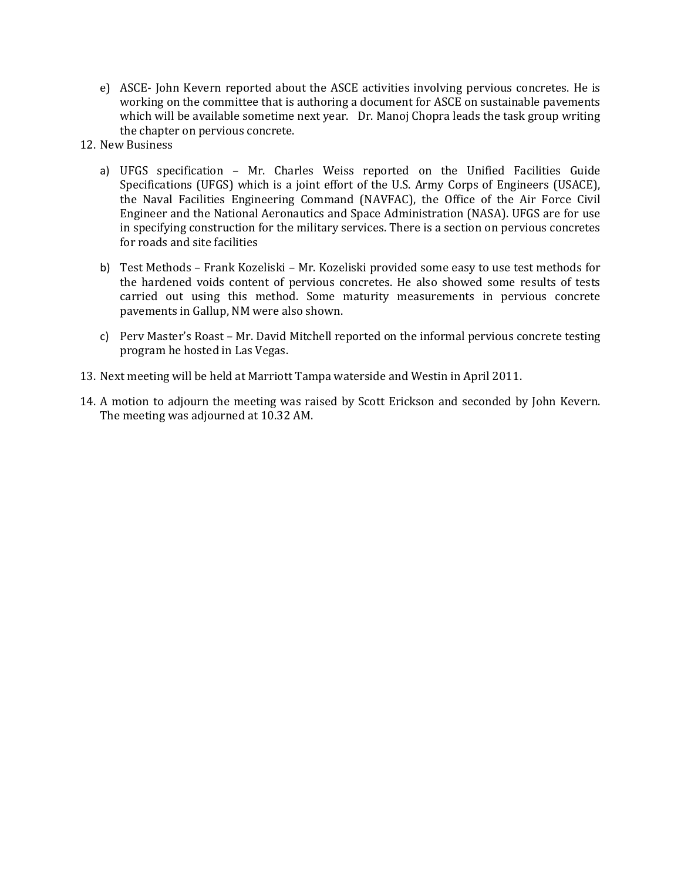e) ASCE- John Kevern reported about the ASCE activities involving pervious concretes. He is working on the committee that is authoring a document for ASCE on sustainable pavements which will be available sometime next year. Dr. Manoj Chopra leads the task group writing the chapter on pervious concrete.

12. New Business

    a) UFGS specification – Mr. Charles Weiss reported on the Unified Facilities Guide Specifications (UFGS) which is a joint effort of the U.S. Army Corps of Engineers (USACE), the Naval Facilities Engineering Command (NAVFAC), the Office of the Air Force Civil Engineer and the National Aeronautics and Space Administration (NASA). UFGS are for use in specifying construction for the military services. There is a section on pervious concretes for roads and site facilities

    b) Test Methods – Frank Kozeliski – Mr. Kozeliski provided some easy to use test methods for the hardened voids content of pervious concretes. He also showed some results of tests carried out using this method. Some maturity measurements in pervious concrete pavements in Gallup, NM were also shown.

    c) Perv Master's Roast – Mr. David Mitchell reported on the informal pervious concrete testing program he hosted in Las Vegas.

13. Next meeting will be held at Marriott Tampa waterside and Westin in April 2011.

14. A motion to adjourn the meeting was raised by Scott Erickson and seconded by John Kevern. The meeting was adjourned at 10.32 AM.